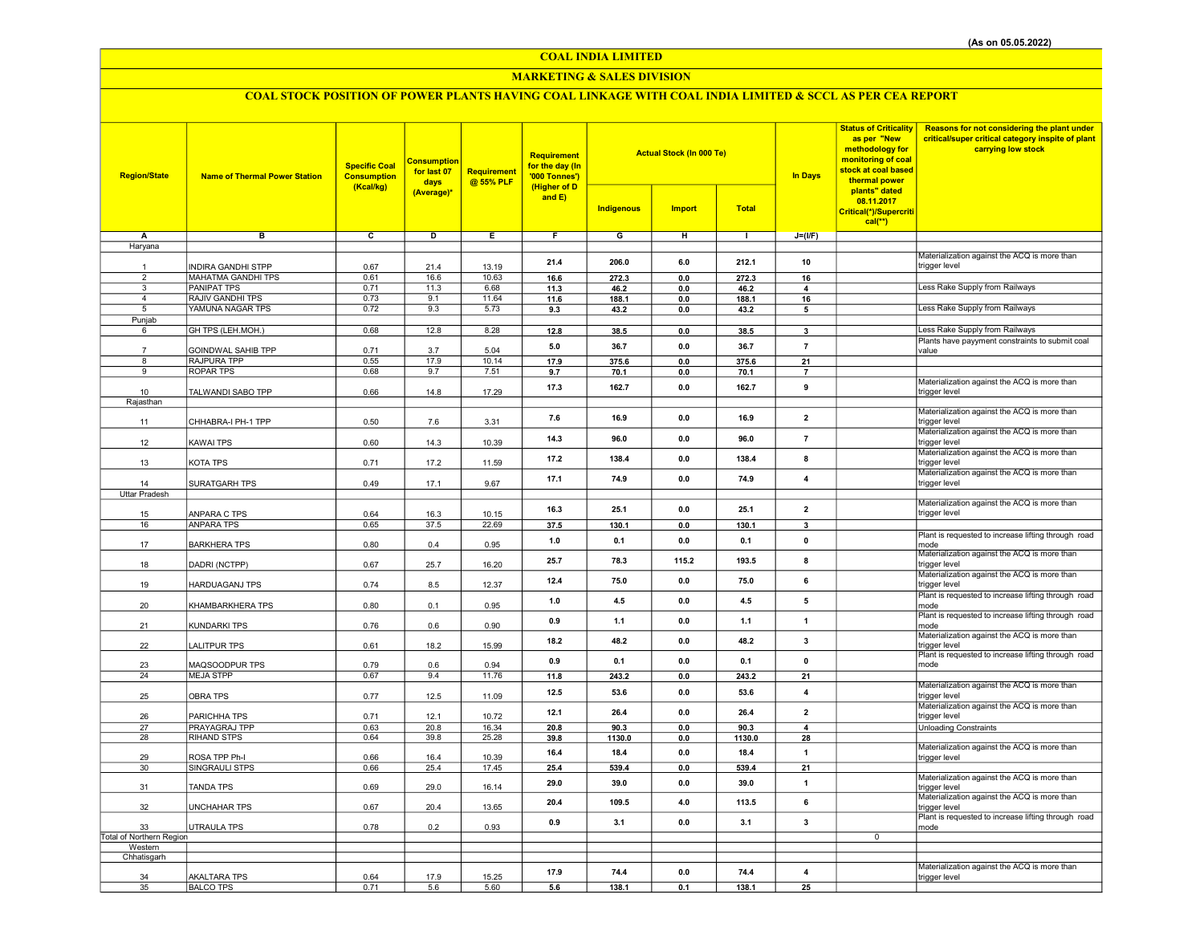(As on 05.05.2022)

# COAL INDIA LIMITED

## MARKETING & SALES DIVISION

### COAL STOCK POSITION OF POWER PLANTS HAVING COAL LINKAGE WITH COAL INDIA LIMITED & SCCL AS PER CEA REPORT

| Region/State | Name of Thermal Power Station | Specific Coal Consumption (Kcal/kg) | Consumption for last 07 days (Average)* | Requirement @ 55% PLF | Requirement for the day (In '000 Tonnes') (Higher of D and E) | Actual Stock (In 000 Te) | | | In Days | Status of Criticality as per "New methodology for monitoring of coal stock at coal based thermal power plants" dated 08.11.2017 Critical(*)/Supercritical(**) | Reasons for not considering the plant under critical/super critical category inspite of plant carrying low stock |
|---|---|---|---|---|---|---|---|---|---|---|---|
| | | | | | | Indigenous | Import | Total | | | |
| A | B | C | D | E | F | G | H | I | J=(I/F) | | |
| Haryana | | | | | | | | | | | |
| 1 | INDIRA GANDHI STPP | 0.67 | 21.4 | 13.19 | 21.4 | 206.0 | 6.0 | 212.1 | 10 | | Materialization against the ACQ is more than trigger level |
| 2 | MAHATMA GANDHI TPS | 0.61 | 16.6 | 10.63 | 16.6 | 272.3 | 0.0 | 272.3 | 16 | | |
| 3 | PANIPAT TPS | 0.71 | 11.3 | 6.68 | 11.3 | 46.2 | 0.0 | 46.2 | 4 | | Less Rake Supply from Railways |
| 4 | RAJIV GANDHI TPS | 0.73 | 9.1 | 11.64 | 11.6 | 188.1 | 0.0 | 188.1 | 16 | | |
| 5 | YAMUNA NAGAR TPS | 0.72 | 9.3 | 5.73 | 9.3 | 43.2 | 0.0 | 43.2 | 5 | | Less Rake Supply from Railways |
| Punjab | | | | | | | | | | | |
| 6 | GH TPS (LEH.MOH.) | 0.68 | 12.8 | 8.28 | 12.8 | 38.5 | 0.0 | 38.5 | 3 | | Less Rake Supply from Railways |
| 7 | GOINDWAL SAHIB TPP | 0.71 | 3.7 | 5.04 | 5.0 | 36.7 | 0.0 | 36.7 | 7 | | Plants have payyment constraints to submit coal value |
| 8 | RAJPURA TPP | 0.55 | 17.9 | 10.14 | 17.9 | 375.6 | 0.0 | 375.6 | 21 | | |
| 9 | ROPAR TPS | 0.68 | 9.7 | 7.51 | 9.7 | 70.1 | 0.0 | 70.1 | 7 | | |
| 10 | TALWANDI SABO TPP | 0.66 | 14.8 | 17.29 | 17.3 | 162.7 | 0.0 | 162.7 | 9 | | Materialization against the ACQ is more than trigger level |
| Rajasthan | | | | | | | | | | | |
| 11 | CHHABRA-I PH-1 TPP | 0.50 | 7.6 | 3.31 | 7.6 | 16.9 | 0.0 | 16.9 | 2 | | Materialization against the ACQ is more than trigger level |
| 12 | KAWAI TPS | 0.60 | 14.3 | 10.39 | 14.3 | 96.0 | 0.0 | 96.0 | 7 | | Materialization against the ACQ is more than trigger level |
| 13 | KOTA TPS | 0.71 | 17.2 | 11.59 | 17.2 | 138.4 | 0.0 | 138.4 | 8 | | Materialization against the ACQ is more than trigger level |
| 14 | SURATGARH TPS | 0.49 | 17.1 | 9.67 | 17.1 | 74.9 | 0.0 | 74.9 | 4 | | Materialization against the ACQ is more than trigger level |
| Uttar Pradesh | | | | | | | | | | | |
| 15 | ANPARA C TPS | 0.64 | 16.3 | 10.15 | 16.3 | 25.1 | 0.0 | 25.1 | 2 | | Materialization against the ACQ is more than trigger level |
| 16 | ANPARA TPS | 0.65 | 37.5 | 22.69 | 37.5 | 130.1 | 0.0 | 130.1 | 3 | | |
| 17 | BARKHERA TPS | 0.80 | 0.4 | 0.95 | 1.0 | 0.1 | 0.0 | 0.1 | 0 | | Plant is requested to increase lifting through road mode |
| 18 | DADRI (NCTPP) | 0.67 | 25.7 | 16.20 | 25.7 | 78.3 | 115.2 | 193.5 | 8 | | Materialization against the ACQ is more than trigger level |
| 19 | HARDUAGANJ TPS | 0.74 | 8.5 | 12.37 | 12.4 | 75.0 | 0.0 | 75.0 | 6 | | Materialization against the ACQ is more than trigger level |
| 20 | KHAMBARKHERA TPS | 0.80 | 0.1 | 0.95 | 1.0 | 4.5 | 0.0 | 4.5 | 5 | | Plant is requested to increase lifting through road mode |
| 21 | KUNDARKI TPS | 0.76 | 0.6 | 0.90 | 0.9 | 1.1 | 0.0 | 1.1 | 1 | | Plant is requested to increase lifting through road mode |
| 22 | LALITPUR TPS | 0.61 | 18.2 | 15.99 | 18.2 | 48.2 | 0.0 | 48.2 | 3 | | Materialization against the ACQ is more than trigger level |
| 23 | MAQSOODPUR TPS | 0.79 | 0.6 | 0.94 | 0.9 | 0.1 | 0.0 | 0.1 | 0 | | Plant is requested to increase lifting through road mode |
| 24 | MEJA STPP | 0.67 | 9.4 | 11.76 | 11.8 | 243.2 | 0.0 | 243.2 | 21 | | |
| 25 | OBRA TPS | 0.77 | 12.5 | 11.09 | 12.5 | 53.6 | 0.0 | 53.6 | 4 | | Materialization against the ACQ is more than trigger level |
| 26 | PARICHHA TPS | 0.71 | 12.1 | 10.72 | 12.1 | 26.4 | 0.0 | 26.4 | 2 | | Materialization against the ACQ is more than trigger level |
| 27 | PRAYAGRAJ TPP | 0.63 | 20.8 | 16.34 | 20.8 | 90.3 | 0.0 | 90.3 | 4 | | Unloading Constraints |
| 28 | RIHAND STPS | 0.64 | 39.8 | 25.28 | 39.8 | 1130.0 | 0.0 | 1130.0 | 28 | | |
| 29 | ROSA TPP Ph-I | 0.66 | 16.4 | 10.39 | 16.4 | 18.4 | 0.0 | 18.4 | 1 | | Materialization against the ACQ is more than trigger level |
| 30 | SINGRAULI STPS | 0.66 | 25.4 | 17.45 | 25.4 | 539.4 | 0.0 | 539.4 | 21 | | |
| 31 | TANDA TPS | 0.69 | 29.0 | 16.14 | 29.0 | 39.0 | 0.0 | 39.0 | 1 | | Materialization against the ACQ is more than trigger level |
| 32 | UNCHAHAR TPS | 0.67 | 20.4 | 13.65 | 20.4 | 109.5 | 4.0 | 113.5 | 6 | | Materialization against the ACQ is more than trigger level |
| 33 | UTRAULA TPS | 0.78 | 0.2 | 0.93 | 0.9 | 3.1 | 0.0 | 3.1 | 3 | | Plant is requested to increase lifting through road mode |
| Total of Northern Region | | | | | | | | | | 0 | |
| Western | | | | | | | | | | | |
| Chhatisgarh | | | | | | | | | | | |
| 34 | AKALTARA TPS | 0.64 | 17.9 | 15.25 | 17.9 | 74.4 | 0.0 | 74.4 | 4 | | Materialization against the ACQ is more than trigger level |
| 35 | BALCO TPS | 0.71 | 5.6 | 5.60 | 5.6 | 138.1 | 0.1 | 138.1 | 25 | | |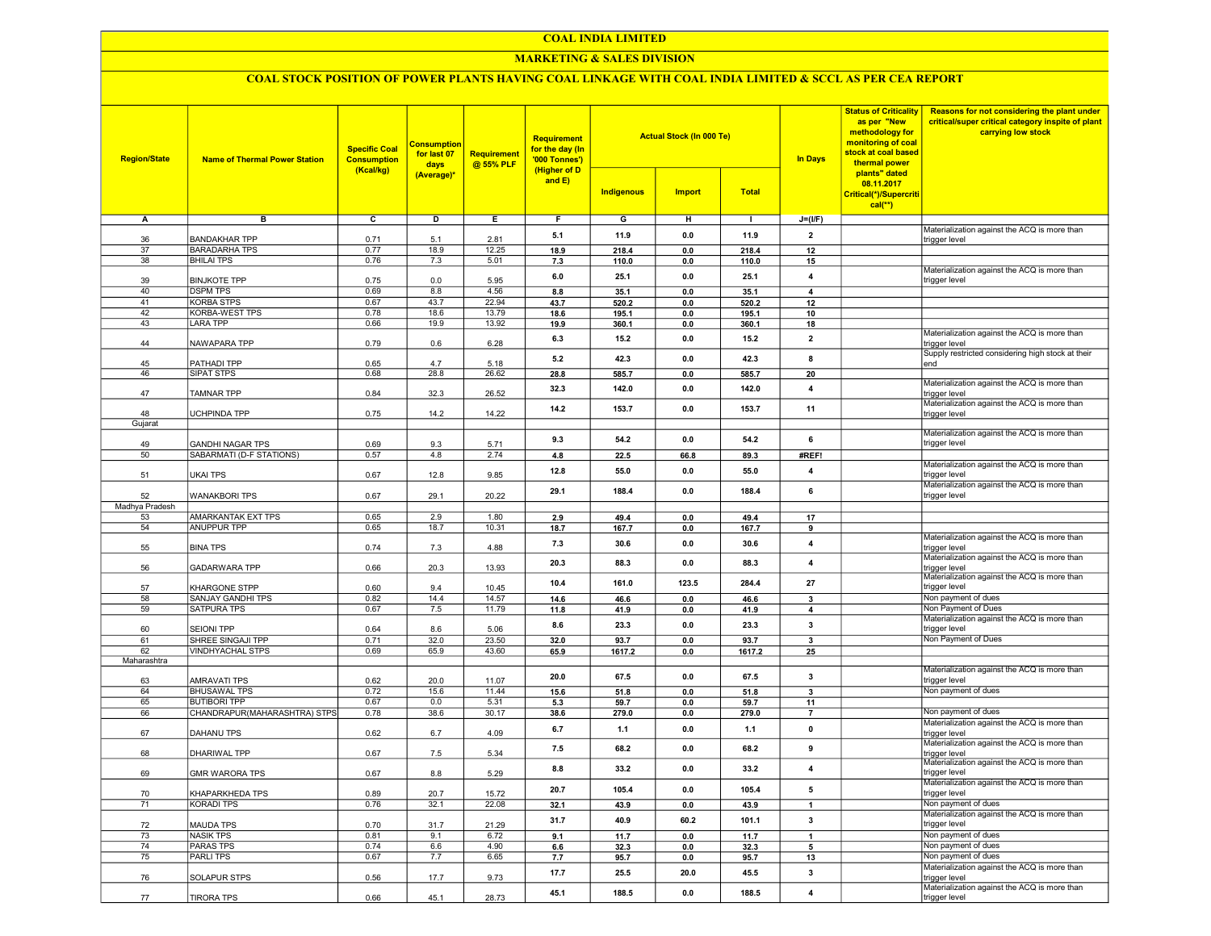# COAL INDIA LIMITED

## MARKETING & SALES DIVISION

### COAL STOCK POSITION OF POWER PLANTS HAVING COAL LINKAGE WITH COAL INDIA LIMITED & SCCL AS PER CEA REPORT

| Region/State | Name of Thermal Power Station | Specific Coal Consumption (Kcal/kg) | Consumption for last 07 days (Average)* | Requirement @ 55% PLF | Requirement for the day (In '000 Tonnes') (Higher of D and E) | Actual Stock (In 000 Te) | | | In Days | Status of Criticality as per "New methodology for monitoring of coal stock at coal based thermal power plants" dated 08.11.2017 Critical(*)/Supercritical(**) | Reasons for not considering the plant under critical/super critical category inspite of plant carrying low stock |
|---|---|---|---|---|---|---|---|---|---|---|---|
| | | | | | | Indigenous | Import | Total | | | |
| A | B | C | D | E | F | G | H | I | J=(I/F) | | |
| 36 | BANDAKHAR TPP | 0.71 | 5.1 | 2.81 | 5.1 | 11.9 | 0.0 | 11.9 | 2 | | Materialization against the ACQ is more than trigger level |
| 37 | BARADARHA TPS | 0.77 | 18.9 | 12.25 | 18.9 | 218.4 | 0.0 | 218.4 | 12 | | |
| 38 | BHILAI TPS | 0.76 | 7.3 | 5.01 | 7.3 | 110.0 | 0.0 | 110.0 | 15 | | |
| 39 | BINJKOTE TPP | 0.75 | 0.0 | 5.95 | 6.0 | 25.1 | 0.0 | 25.1 | 4 | | Materialization against the ACQ is more than trigger level |
| 40 | DSPM TPS | 0.69 | 8.8 | 4.56 | 8.8 | 35.1 | 0.0 | 35.1 | 4 | | |
| 41 | KORBA STPS | 0.67 | 43.7 | 22.94 | 43.7 | 520.2 | 0.0 | 520.2 | 12 | | |
| 42 | KORBA-WEST TPS | 0.78 | 18.6 | 13.79 | 18.6 | 195.1 | 0.0 | 195.1 | 10 | | |
| 43 | LARA TPP | 0.66 | 19.9 | 13.92 | 19.9 | 360.1 | 0.0 | 360.1 | 18 | | |
| 44 | NAWAPARA TPP | 0.79 | 0.6 | 6.28 | 6.3 | 15.2 | 0.0 | 15.2 | 2 | | Materialization against the ACQ is more than trigger level |
| 45 | PATHADI TPP | 0.65 | 4.7 | 5.18 | 5.2 | 42.3 | 0.0 | 42.3 | 8 | | Supply restricted considering high stock at their end |
| 46 | SIPAT STPS | 0.68 | 28.8 | 26.62 | 28.8 | 585.7 | 0.0 | 585.7 | 20 | | |
| 47 | TAMNAR TPP | 0.84 | 32.3 | 26.52 | 32.3 | 142.0 | 0.0 | 142.0 | 4 | | Materialization against the ACQ is more than trigger level |
| 48 | UCHPINDA TPP | 0.75 | 14.2 | 14.22 | 14.2 | 153.7 | 0.0 | 153.7 | 11 | | Materialization against the ACQ is more than trigger level |
| Gujarat | | | | | | | | | | | |
| 49 | GANDHI NAGAR TPS | 0.69 | 9.3 | 5.71 | 9.3 | 54.2 | 0.0 | 54.2 | 6 | | Materialization against the ACQ is more than trigger level |
| 50 | SABARMATI (D-F STATIONS) | 0.57 | 4.8 | 2.74 | 4.8 | 22.5 | 66.8 | 89.3 | #REF! | | |
| 51 | UKAI TPS | 0.67 | 12.8 | 9.85 | 12.8 | 55.0 | 0.0 | 55.0 | 4 | | Materialization against the ACQ is more than trigger level |
| 52 | WANAKBORI TPS | 0.67 | 29.1 | 20.22 | 29.1 | 188.4 | 0.0 | 188.4 | 6 | | Materialization against the ACQ is more than trigger level |
| Madhya Pradesh | | | | | | | | | | | |
| 53 | AMARKANTAK EXT TPS | 0.65 | 2.9 | 1.80 | 2.9 | 49.4 | 0.0 | 49.4 | 17 | | |
| 54 | ANUPPUR TPP | 0.65 | 18.7 | 10.31 | 18.7 | 167.7 | 0.0 | 167.7 | 9 | | |
| 55 | BINA TPS | 0.74 | 7.3 | 4.88 | 7.3 | 30.6 | 0.0 | 30.6 | 4 | | Materialization against the ACQ is more than trigger level |
| 56 | GADARWARA TPP | 0.66 | 20.3 | 13.93 | 20.3 | 88.3 | 0.0 | 88.3 | 4 | | Materialization against the ACQ is more than trigger level |
| 57 | KHARGONE STPP | 0.60 | 9.4 | 10.45 | 10.4 | 161.0 | 123.5 | 284.4 | 27 | | Materialization against the ACQ is more than trigger level |
| 58 | SANJAY GANDHI TPS | 0.82 | 14.4 | 14.57 | 14.6 | 46.6 | 0.0 | 46.6 | 3 | | Non payment of dues |
| 59 | SATPURA TPS | 0.67 | 7.5 | 11.79 | 11.8 | 41.9 | 0.0 | 41.9 | 4 | | Non Payment of Dues |
| 60 | SEIONI TPP | 0.64 | 8.6 | 5.06 | 8.6 | 23.3 | 0.0 | 23.3 | 3 | | Materialization against the ACQ is more than trigger level |
| 61 | SHREE SINGAJI TPP | 0.71 | 32.0 | 23.50 | 32.0 | 93.7 | 0.0 | 93.7 | 3 | | Non Payment of Dues |
| 62 | VINDHYACHAL STPS | 0.69 | 65.9 | 43.60 | 65.9 | 1617.2 | 0.0 | 1617.2 | 25 | | |
| Maharashtra | | | | | | | | | | | |
| 63 | AMRAVATI TPS | 0.62 | 20.0 | 11.07 | 20.0 | 67.5 | 0.0 | 67.5 | 3 | | Materialization against the ACQ is more than trigger level |
| 64 | BHUSAWAL TPS | 0.72 | 15.6 | 11.44 | 15.6 | 51.8 | 0.0 | 51.8 | 3 | | Non payment of dues |
| 65 | BUTIBORI TPP | 0.67 | 0.0 | 5.31 | 5.3 | 59.7 | 0.0 | 59.7 | 11 | | |
| 66 | CHANDRAPUR(MAHARASHTRA) STPS | 0.78 | 38.6 | 30.17 | 38.6 | 279.0 | 0.0 | 279.0 | 7 | | Non payment of dues |
| 67 | DAHANU TPS | 0.62 | 6.7 | 4.09 | 6.7 | 1.1 | 0.0 | 1.1 | 0 | | Materialization against the ACQ is more than trigger level |
| 68 | DHARIWAL TPP | 0.67 | 7.5 | 5.34 | 7.5 | 68.2 | 0.0 | 68.2 | 9 | | Materialization against the ACQ is more than trigger level |
| 69 | GMR WARORA TPS | 0.67 | 8.8 | 5.29 | 8.8 | 33.2 | 0.0 | 33.2 | 4 | | Materialization against the ACQ is more than trigger level |
| 70 | KHAPARKHEDA TPS | 0.89 | 20.7 | 15.72 | 20.7 | 105.4 | 0.0 | 105.4 | 5 | | Materialization against the ACQ is more than trigger level |
| 71 | KORADI TPS | 0.76 | 32.1 | 22.08 | 32.1 | 43.9 | 0.0 | 43.9 | 1 | | Non payment of dues |
| 72 | MAUDA TPS | 0.70 | 31.7 | 21.29 | 31.7 | 40.9 | 60.2 | 101.1 | 3 | | Materialization against the ACQ is more than trigger level |
| 73 | NASIK TPS | 0.81 | 9.1 | 6.72 | 9.1 | 11.7 | 0.0 | 11.7 | 1 | | Non payment of dues |
| 74 | PARAS TPS | 0.74 | 6.6 | 4.90 | 6.6 | 32.3 | 0.0 | 32.3 | 5 | | Non payment of dues |
| 75 | PARLI TPS | 0.67 | 7.7 | 6.65 | 7.7 | 95.7 | 0.0 | 95.7 | 13 | | Non payment of dues |
| 76 | SOLAPUR STPS | 0.56 | 17.7 | 9.73 | 17.7 | 25.5 | 20.0 | 45.5 | 3 | | Materialization against the ACQ is more than trigger level |
| 77 | TIRORA TPS | 0.66 | 45.1 | 28.73 | 45.1 | 188.5 | 0.0 | 188.5 | 4 | | Materialization against the ACQ is more than trigger level |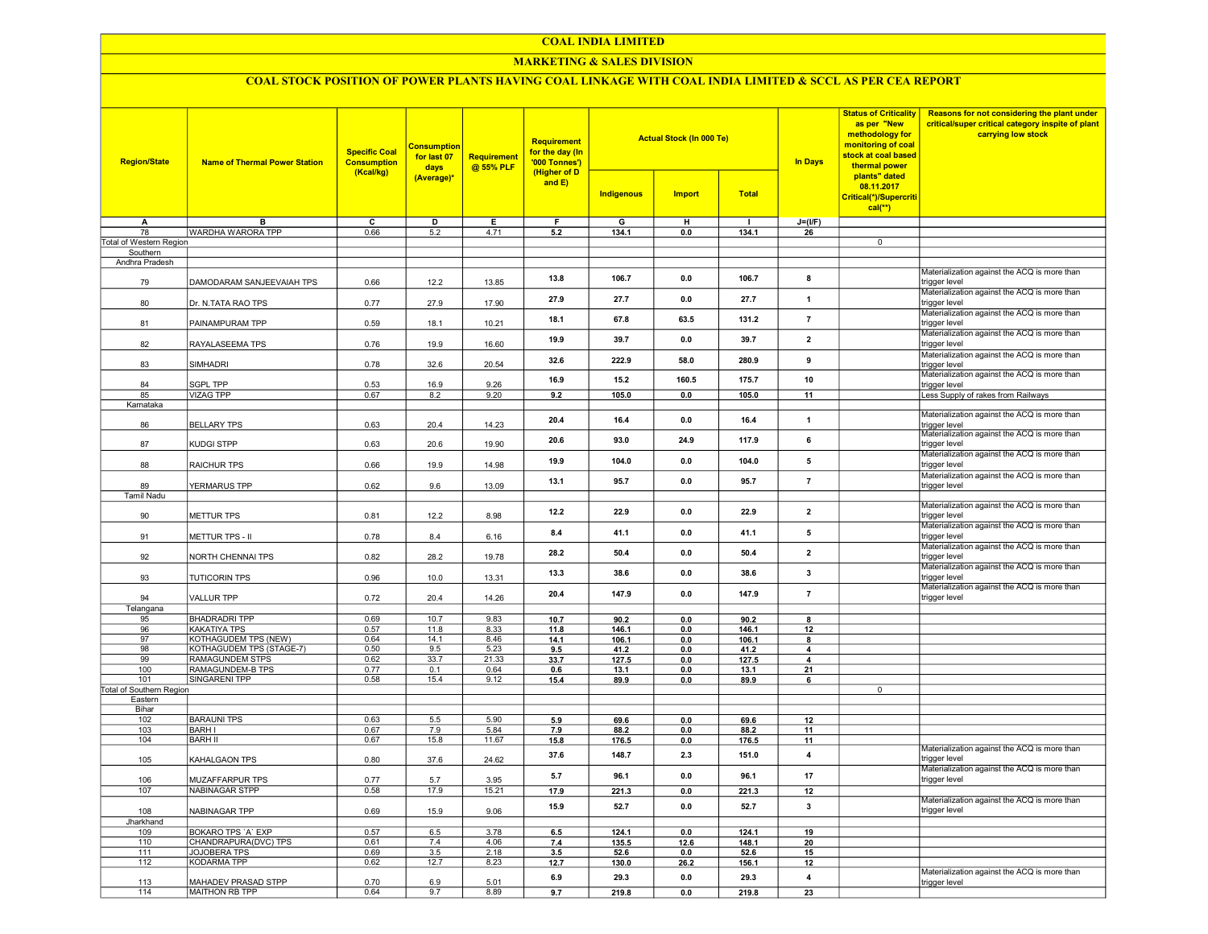# COAL INDIA LIMITED

## MARKETING & SALES DIVISION

### COAL STOCK POSITION OF POWER PLANTS HAVING COAL LINKAGE WITH COAL INDIA LIMITED & SCCL AS PER CEA REPORT

| Region/State | Name of Thermal Power Station | Specific Coal Consumption (Kcal/kg) | Consumption for last 07 days (Average)* | Requirement @ 55% PLF | Requirement for the day (In '000 Tonnes') (Higher of D and E) | Actual Stock (In 000 Te) | | | In Days | Status of Criticality as per "New methodology for monitoring of coal stock at coal based thermal power plants" dated 08.11.2017 Critical(*)/Supercritical(**) | Reasons for not considering the plant under critical/super critical category inspite of plant carrying low stock |
|---|---|---|---|---|---|---|---|---|---|---|---|
| | | | | | | Indigenous | Import | Total | | | |
| A | B | C | D | E | F | G | H | I | J=(I/F) | | |
| 78 | WARDHA WARORA TPP | 0.66 | 5.2 | 4.71 | 5.2 | 134.1 | 0.0 | 134.1 | 26 | | |
| Total of Western Region | | | | | | | | | | 0 | |
| Southern | | | | | | | | | | | |
| Andhra Pradesh | | | | | | | | | | | |
| 79 | DAMODARAM SANJEEVAIAH TPS | 0.66 | 12.2 | 13.85 | 13.8 | 106.7 | 0.0 | 106.7 | 8 | | Materialization against the ACQ is more than trigger level |
| 80 | Dr. N.TATA RAO TPS | 0.77 | 27.9 | 17.90 | 27.9 | 27.7 | 0.0 | 27.7 | 1 | | Materialization against the ACQ is more than trigger level |
| 81 | PAINAMPURAM TPP | 0.59 | 18.1 | 10.21 | 18.1 | 67.8 | 63.5 | 131.2 | 7 | | Materialization against the ACQ is more than trigger level |
| 82 | RAYALASEEMA TPS | 0.76 | 19.9 | 16.60 | 19.9 | 39.7 | 0.0 | 39.7 | 2 | | Materialization against the ACQ is more than trigger level |
| 83 | SIMHADRI | 0.78 | 32.6 | 20.54 | 32.6 | 222.9 | 58.0 | 280.9 | 9 | | Materialization against the ACQ is more than trigger level |
| 84 | SGPL TPP | 0.53 | 16.9 | 9.26 | 16.9 | 15.2 | 160.5 | 175.7 | 10 | | Materialization against the ACQ is more than trigger level |
| 85 | VIZAG TPP | 0.67 | 8.2 | 9.20 | 9.2 | 105.0 | 0.0 | 105.0 | 11 | | Less Supply of rakes from Railways |
| Karnataka | | | | | | | | | | | |
| 86 | BELLARY TPS | 0.63 | 20.4 | 14.23 | 20.4 | 16.4 | 0.0 | 16.4 | 1 | | Materialization against the ACQ is more than trigger level |
| 87 | KUDGI STPP | 0.63 | 20.6 | 19.90 | 20.6 | 93.0 | 24.9 | 117.9 | 6 | | Materialization against the ACQ is more than trigger level |
| 88 | RAICHUR TPS | 0.66 | 19.9 | 14.98 | 19.9 | 104.0 | 0.0 | 104.0 | 5 | | Materialization against the ACQ is more than trigger level |
| 89 | YERMARUS TPP | 0.62 | 9.6 | 13.09 | 13.1 | 95.7 | 0.0 | 95.7 | 7 | | Materialization against the ACQ is more than trigger level |
| Tamil Nadu | | | | | | | | | | | |
| 90 | METTUR TPS | 0.81 | 12.2 | 8.98 | 12.2 | 22.9 | 0.0 | 22.9 | 2 | | Materialization against the ACQ is more than trigger level |
| 91 | METTUR TPS - II | 0.78 | 8.4 | 6.16 | 8.4 | 41.1 | 0.0 | 41.1 | 5 | | Materialization against the ACQ is more than trigger level |
| 92 | NORTH CHENNAI TPS | 0.82 | 28.2 | 19.78 | 28.2 | 50.4 | 0.0 | 50.4 | 2 | | Materialization against the ACQ is more than trigger level |
| 93 | TUTICORIN TPS | 0.96 | 10.0 | 13.31 | 13.3 | 38.6 | 0.0 | 38.6 | 3 | | Materialization against the ACQ is more than trigger level |
| 94 | VALLUR TPP | 0.72 | 20.4 | 14.26 | 20.4 | 147.9 | 0.0 | 147.9 | 7 | | Materialization against the ACQ is more than trigger level |
| Telangana | | | | | | | | | | | |
| 95 | BHADRADRI TPP | 0.69 | 10.7 | 9.83 | 10.7 | 90.2 | 0.0 | 90.2 | 8 | | |
| 96 | KAKATIYA TPS | 0.57 | 11.8 | 8.33 | 11.8 | 146.1 | 0.0 | 146.1 | 12 | | |
| 97 | KOTHAGUDEM TPS (NEW) | 0.64 | 14.1 | 8.46 | 14.1 | 106.1 | 0.0 | 106.1 | 8 | | |
| 98 | KOTHAGUDEM TPS (STAGE-7) | 0.50 | 9.5 | 5.23 | 9.5 | 41.2 | 0.0 | 41.2 | 4 | | |
| 99 | RAMAGUNDEM STPS | 0.62 | 33.7 | 21.33 | 33.7 | 127.5 | 0.0 | 127.5 | 4 | | |
| 100 | RAMAGUNDEM-B TPS | 0.77 | 0.1 | 0.64 | 0.6 | 13.1 | 0.0 | 13.1 | 21 | | |
| 101 | SINGARENI TPP | 0.58 | 15.4 | 9.12 | 15.4 | 89.9 | 0.0 | 89.9 | 6 | | |
| Total of Southern Region | | | | | | | | | | 0 | |
| Eastern | | | | | | | | | | | |
| Bihar | | | | | | | | | | | |
| 102 | BARAUNI TPS | 0.63 | 5.5 | 5.90 | 5.9 | 69.6 | 0.0 | 69.6 | 12 | | |
| 103 | BARH I | 0.67 | 7.9 | 5.84 | 7.9 | 88.2 | 0.0 | 88.2 | 11 | | |
| 104 | BARH II | 0.67 | 15.8 | 11.67 | 15.8 | 176.5 | 0.0 | 176.5 | 11 | | |
| 105 | KAHALGAON TPS | 0.80 | 37.6 | 24.62 | 37.6 | 148.7 | 2.3 | 151.0 | 4 | | Materialization against the ACQ is more than trigger level |
| 106 | MUZAFFARPUR TPS | 0.77 | 5.7 | 3.95 | 5.7 | 96.1 | 0.0 | 96.1 | 17 | | Materialization against the ACQ is more than trigger level |
| 107 | NABINAGAR STPP | 0.58 | 17.9 | 15.21 | 17.9 | 221.3 | 0.0 | 221.3 | 12 | | |
| 108 | NABINAGAR TPP | 0.69 | 15.9 | 9.06 | 15.9 | 52.7 | 0.0 | 52.7 | 3 | | Materialization against the ACQ is more than trigger level |
| Jharkhand | | | | | | | | | | | |
| 109 | BOKARO TPS `A` EXP | 0.57 | 6.5 | 3.78 | 6.5 | 124.1 | 0.0 | 124.1 | 19 | | |
| 110 | CHANDRAPURA(DVC) TPS | 0.61 | 7.4 | 4.06 | 7.4 | 135.5 | 12.6 | 148.1 | 20 | | |
| 111 | JOJOBERA TPS | 0.69 | 3.5 | 2.18 | 3.5 | 52.6 | 0.0 | 52.6 | 15 | | |
| 112 | KODARMA TPP | 0.62 | 12.7 | 8.23 | 12.7 | 130.0 | 26.2 | 156.1 | 12 | | |
| 113 | MAHADEV PRASAD STPP | 0.70 | 6.9 | 5.01 | 6.9 | 29.3 | 0.0 | 29.3 | 4 | | Materialization against the ACQ is more than trigger level |
| 114 | MAITHON RB TPP | 0.64 | 9.7 | 8.89 | 9.7 | 219.8 | 0.0 | 219.8 | 23 | | |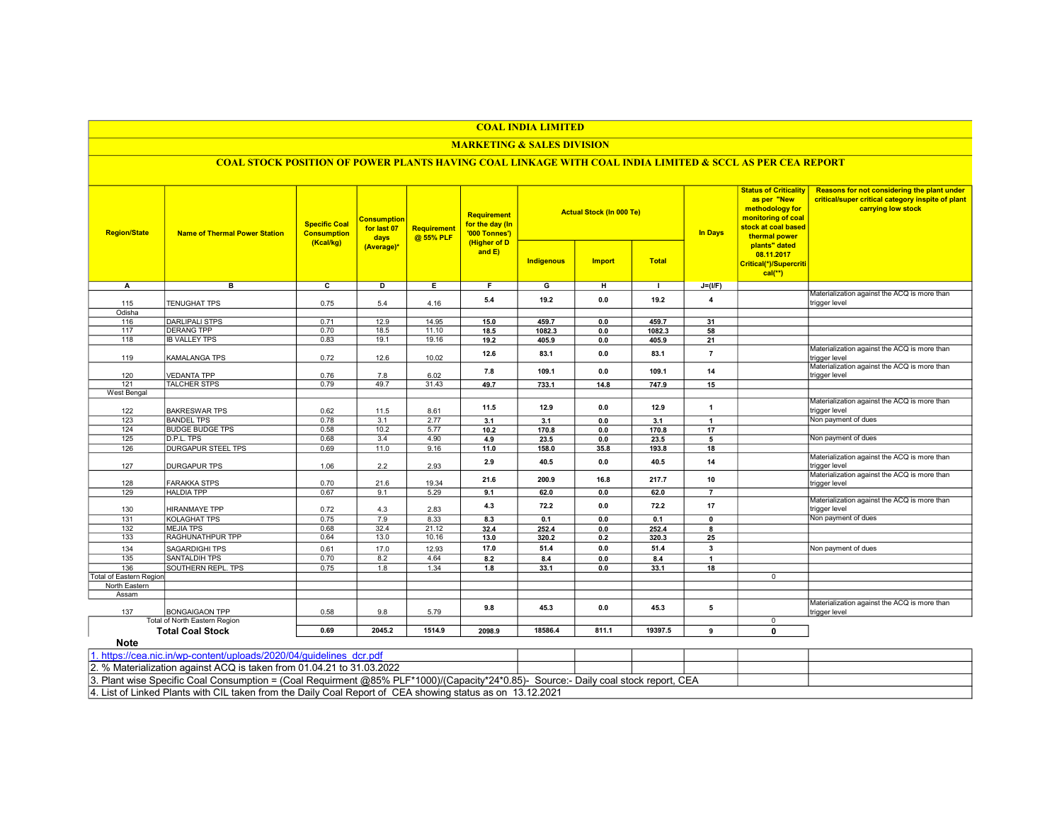**COAL INDIA LIMITED**

**MARKETING & SALES DIVISION**

**COAL STOCK POSITION OF POWER PLANTS HAVING COAL LINKAGE WITH COAL INDIA LIMITED & SCCL AS PER CEA REPORT**

| Region/State | Name of Thermal Power Station | Specific Coal Consumption (Kcal/kg) | Consumption for last 07 days (Average)* | Requirement @ 55% PLF | Requirement for the day (In '000 Tonnes') (Higher of D and E) | Actual Stock (In 000 Te) | | | In Days | Status of Criticality as per "New methodology for monitoring of coal stock at coal based thermal power plants" dated 08.11.2017 Critical(*)/Supercritical(**) | Reasons for not considering the plant under critical/super critical category inspite of plant carrying low stock |
|---|---|---|---|---|---|---|---|---|---|---|---|
| | | | | | | Indigenous | Import | Total | | | |
| A | B | C | D | E | F | G | H | I | J=(I/F) | | |
| 115 | TENUGHAT TPS | 0.75 | 5.4 | 4.16 | 5.4 | 19.2 | 0.0 | 19.2 | 4 | | Materialization against the ACQ is more than trigger level |
| Odisha | | | | | | | | | | | |
| 116 | DARLIPALI STPS | 0.71 | 12.9 | 14.95 | 15.0 | 459.7 | 0.0 | 459.7 | 31 | | |
| 117 | DERANG TPP | 0.70 | 18.5 | 11.10 | 18.5 | 1082.3 | 0.0 | 1082.3 | 58 | | |
| 118 | IB VALLEY TPS | 0.83 | 19.1 | 19.16 | 19.2 | 405.9 | 0.0 | 405.9 | 21 | | |
| 119 | KAMALANGA TPS | 0.72 | 12.6 | 10.02 | 12.6 | 83.1 | 0.0 | 83.1 | 7 | | Materialization against the ACQ is more than trigger level |
| 120 | VEDANTA TPP | 0.76 | 7.8 | 6.02 | 7.8 | 109.1 | 0.0 | 109.1 | 14 | | Materialization against the ACQ is more than trigger level |
| 121 | TALCHER STPS | 0.79 | 49.7 | 31.43 | 49.7 | 733.1 | 14.8 | 747.9 | 15 | | |
| West Bengal | | | | | | | | | | | |
| 122 | BAKRESWAR TPS | 0.62 | 11.5 | 8.61 | 11.5 | 12.9 | 0.0 | 12.9 | 1 | | Materialization against the ACQ is more than trigger level |
| 123 | BANDEL TPS | 0.78 | 3.1 | 2.77 | 3.1 | 3.1 | 0.0 | 3.1 | 1 | | Non payment of dues |
| 124 | BUDGE BUDGE TPS | 0.58 | 10.2 | 5.77 | 10.2 | 170.8 | 0.0 | 170.8 | 17 | | |
| 125 | D.P.L. TPS | 0.68 | 3.4 | 4.90 | 4.9 | 23.5 | 0.0 | 23.5 | 5 | | Non payment of dues |
| 126 | DURGAPUR STEEL TPS | 0.69 | 11.0 | 9.16 | 11.0 | 158.0 | 35.8 | 193.8 | 18 | | |
| 127 | DURGAPUR TPS | 1.06 | 2.2 | 2.93 | 2.9 | 40.5 | 0.0 | 40.5 | 14 | | Materialization against the ACQ is more than trigger level |
| 128 | FARAKKA STPS | 0.70 | 21.6 | 19.34 | 21.6 | 200.9 | 16.8 | 217.7 | 10 | | Materialization against the ACQ is more than trigger level |
| 129 | HALDIA TPP | 0.67 | 9.1 | 5.29 | 9.1 | 62.0 | 0.0 | 62.0 | 7 | | |
| 130 | HIRANMAYE TPP | 0.72 | 4.3 | 2.83 | 4.3 | 72.2 | 0.0 | 72.2 | 17 | | Materialization against the ACQ is more than trigger level |
| 131 | KOLAGHAT TPS | 0.75 | 7.9 | 8.33 | 8.3 | 0.1 | 0.0 | 0.1 | 0 | | Non payment of dues |
| 132 | MEJIA TPS | 0.68 | 32.4 | 21.12 | 32.4 | 252.4 | 0.0 | 252.4 | 8 | | |
| 133 | RAGHUNATHPUR TPP | 0.64 | 13.0 | 10.16 | 13.0 | 320.2 | 0.2 | 320.3 | 25 | | |
| 134 | SAGARDIGHI TPS | 0.61 | 17.0 | 12.93 | 17.0 | 51.4 | 0.0 | 51.4 | 3 | | Non payment of dues |
| 135 | SANTALDIH TPS | 0.70 | 8.2 | 4.64 | 8.2 | 8.4 | 0.0 | 8.4 | 1 | | |
| 136 | SOUTHERN REPL. TPS | 0.75 | 1.8 | 1.34 | 1.8 | 33.1 | 0.0 | 33.1 | 18 | | |
| Total of Eastern Region | | | | | | | | | | 0 | |
| North Eastern | | | | | | | | | | | |
| Assam | | | | | | | | | | | |
| 137 | BONGAIGAON TPP | 0.58 | 9.8 | 5.79 | 9.8 | 45.3 | 0.0 | 45.3 | 5 | | Materialization against the ACQ is more than trigger level |
| Total of North Eastern Region | | | | | | | | | | 0 | |
| **Total Coal Stock** | | 0.69 | 2045.2 | 1514.9 | 2098.9 | 18586.4 | 811.1 | 19397.5 | 9 | 0 | |

**Note**

1. https://cea.nic.in/wp-content/uploads/2020/04/guidelines_dcr.pdf
2. % Materialization against ACQ is taken from 01.04.21 to 31.03.2022
3. Plant wise Specific Coal Consumption = (Coal Requirment @85% PLF*1000)/(Capacity*24*0.85)- Source:- Daily coal stock report, CEA
4. List of Linked Plants with CIL taken from the Daily Coal Report of CEA showing status as on 13.12.2021